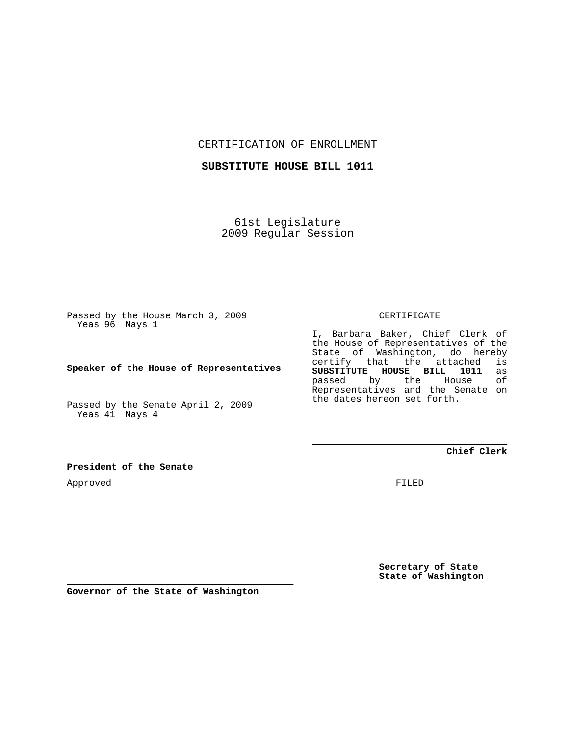CERTIFICATION OF ENROLLMENT

**SUBSTITUTE HOUSE BILL 1011**

61st Legislature
2009 Regular Session

Passed by the House March 3, 2009
Yeas 96 Nays 1

**Speaker of the House of Representatives**

Passed by the Senate April 2, 2009
Yeas 41 Nays 4

**President of the Senate**

Approved

**Governor of the State of Washington**

CERTIFICATE

I, Barbara Baker, Chief Clerk of the House of Representatives of the State of Washington, do hereby certify that the attached is **SUBSTITUTE HOUSE BILL 1011** as passed by the House of Representatives and the Senate on the dates hereon set forth.

**Chief Clerk**

FILED

**Secretary of State**
**State of Washington**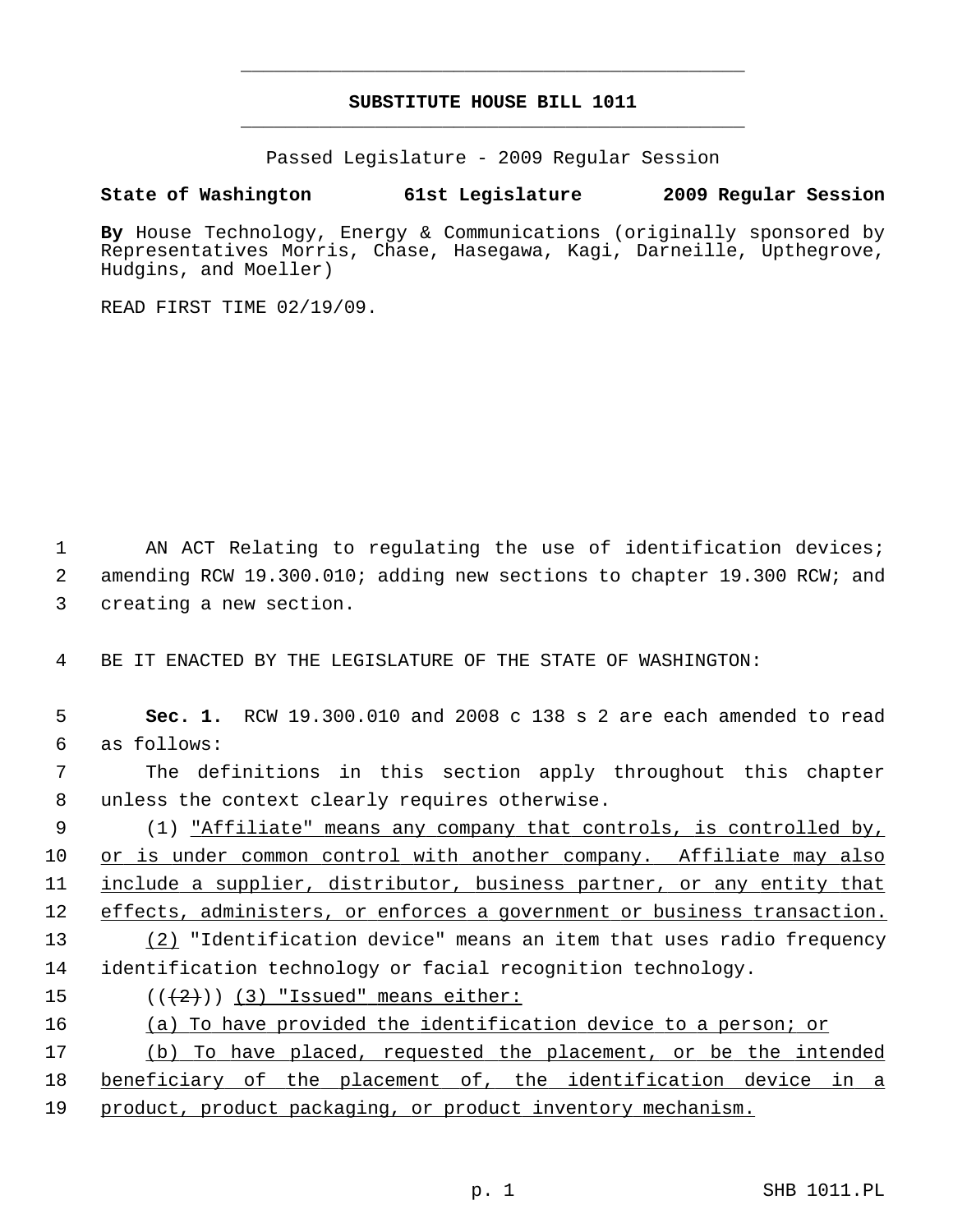# SUBSTITUTE HOUSE BILL 1011

Passed Legislature - 2009 Regular Session

**State of Washington 61st Legislature 2009 Regular Session**

**By** House Technology, Energy & Communications (originally sponsored by Representatives Morris, Chase, Hasegawa, Kagi, Darneille, Upthegrove, Hudgins, and Moeller)

READ FIRST TIME 02/19/09.

AN ACT Relating to regulating the use of identification devices; amending RCW 19.300.010; adding new sections to chapter 19.300 RCW; and creating a new section.

BE IT ENACTED BY THE LEGISLATURE OF THE STATE OF WASHINGTON:

**Sec. 1.** RCW 19.300.010 and 2008 c 138 s 2 are each amended to read as follows:

The definitions in this section apply throughout this chapter unless the context clearly requires otherwise.

(1) <u>"Affiliate" means any company that controls, is controlled by, or is under common control with another company. Affiliate may also include a supplier, distributor, business partner, or any entity that effects, administers, or enforces a government or business transaction.</u>

<u>(2)</u> "Identification device" means an item that uses radio frequency identification technology or facial recognition technology.

((~~(2)~~)) <u>(3) "Issued" means either:</u>

<u>(a) To have provided the identification device to a person; or</u>

<u>(b) To have placed, requested the placement, or be the intended beneficiary of the placement of, the identification device in a product, product packaging, or product inventory mechanism.</u>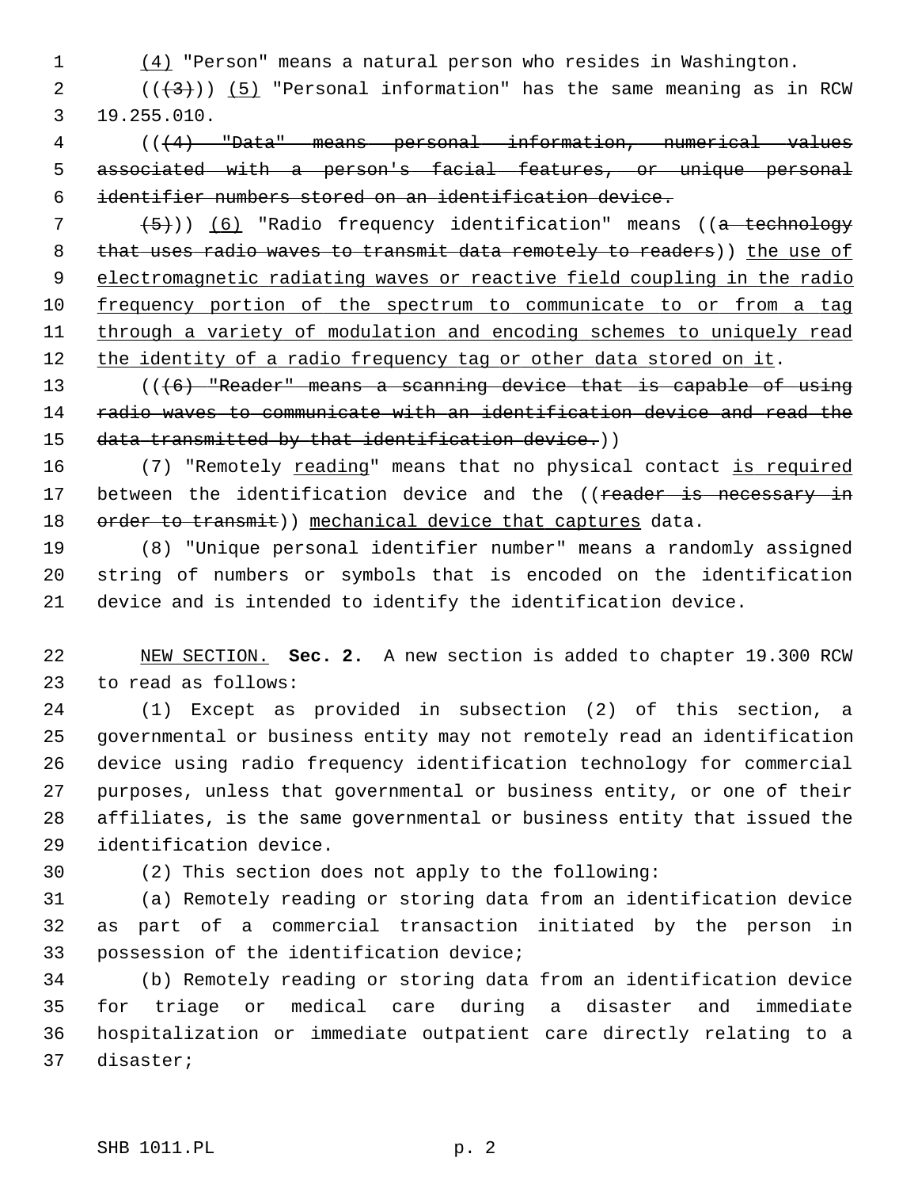(4) "Person" means a natural person who resides in Washington.

((~~(3)~~)) (5) "Personal information" has the same meaning as in RCW 19.255.010.

((~~(4) "Data" means personal information, numerical values associated with a person's facial features, or unique personal identifier numbers stored on an identification device.~~

~~(5)~~)) (6) "Radio frequency identification" means ((~~a technology that uses radio waves to transmit data remotely to readers~~)) the use of electromagnetic radiating waves or reactive field coupling in the radio frequency portion of the spectrum to communicate to or from a tag through a variety of modulation and encoding schemes to uniquely read the identity of a radio frequency tag or other data stored on it.

((~~(6) "Reader" means a scanning device that is capable of using radio waves to communicate with an identification device and read the data transmitted by that identification device.~~))

(7) "Remotely reading" means that no physical contact is required between the identification device and the ((~~reader is necessary in order to transmit~~)) mechanical device that captures data.

(8) "Unique personal identifier number" means a randomly assigned string of numbers or symbols that is encoded on the identification device and is intended to identify the identification device.

NEW SECTION. **Sec. 2.** A new section is added to chapter 19.300 RCW to read as follows:

(1) Except as provided in subsection (2) of this section, a governmental or business entity may not remotely read an identification device using radio frequency identification technology for commercial purposes, unless that governmental or business entity, or one of their affiliates, is the same governmental or business entity that issued the identification device.

(2) This section does not apply to the following:

(a) Remotely reading or storing data from an identification device as part of a commercial transaction initiated by the person in possession of the identification device;

(b) Remotely reading or storing data from an identification device for triage or medical care during a disaster and immediate hospitalization or immediate outpatient care directly relating to a disaster;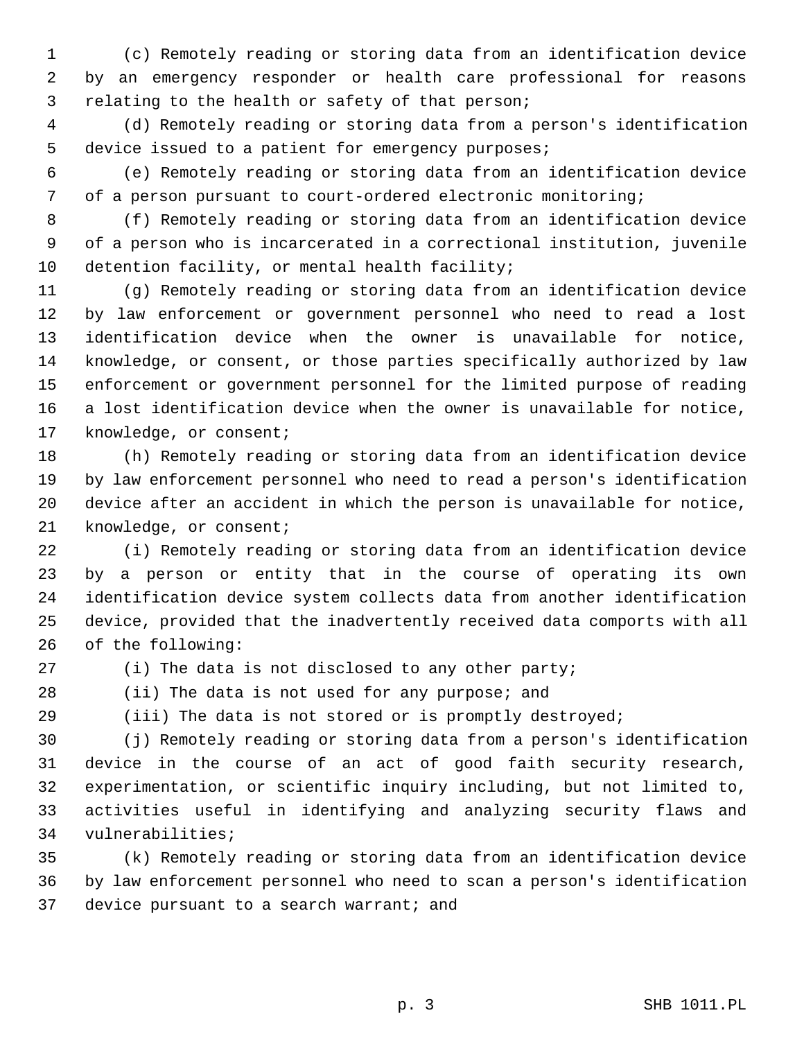(c) Remotely reading or storing data from an identification device by an emergency responder or health care professional for reasons relating to the health or safety of that person;

(d) Remotely reading or storing data from a person's identification device issued to a patient for emergency purposes;

(e) Remotely reading or storing data from an identification device of a person pursuant to court-ordered electronic monitoring;

(f) Remotely reading or storing data from an identification device of a person who is incarcerated in a correctional institution, juvenile detention facility, or mental health facility;

(g) Remotely reading or storing data from an identification device by law enforcement or government personnel who need to read a lost identification device when the owner is unavailable for notice, knowledge, or consent, or those parties specifically authorized by law enforcement or government personnel for the limited purpose of reading a lost identification device when the owner is unavailable for notice, knowledge, or consent;

(h) Remotely reading or storing data from an identification device by law enforcement personnel who need to read a person's identification device after an accident in which the person is unavailable for notice, knowledge, or consent;

(i) Remotely reading or storing data from an identification device by a person or entity that in the course of operating its own identification device system collects data from another identification device, provided that the inadvertently received data comports with all of the following:

(i) The data is not disclosed to any other party;

(ii) The data is not used for any purpose; and

(iii) The data is not stored or is promptly destroyed;

(j) Remotely reading or storing data from a person's identification device in the course of an act of good faith security research, experimentation, or scientific inquiry including, but not limited to, activities useful in identifying and analyzing security flaws and vulnerabilities;

(k) Remotely reading or storing data from an identification device by law enforcement personnel who need to scan a person's identification device pursuant to a search warrant; and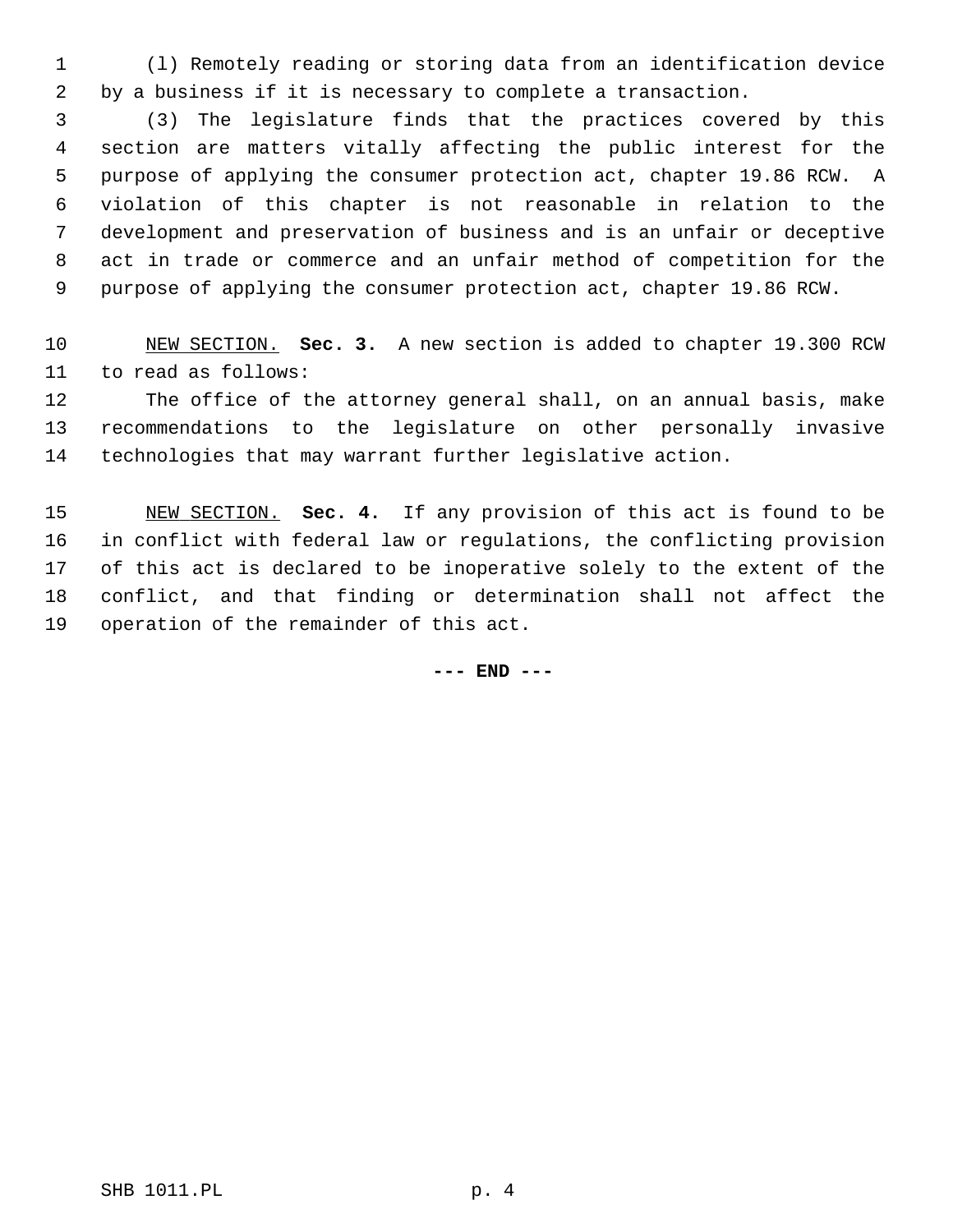(l) Remotely reading or storing data from an identification device by a business if it is necessary to complete a transaction.

(3) The legislature finds that the practices covered by this section are matters vitally affecting the public interest for the purpose of applying the consumer protection act, chapter 19.86 RCW. A violation of this chapter is not reasonable in relation to the development and preservation of business and is an unfair or deceptive act in trade or commerce and an unfair method of competition for the purpose of applying the consumer protection act, chapter 19.86 RCW.

NEW SECTION. **Sec. 3.** A new section is added to chapter 19.300 RCW to read as follows:

The office of the attorney general shall, on an annual basis, make recommendations to the legislature on other personally invasive technologies that may warrant further legislative action.

NEW SECTION. **Sec. 4.** If any provision of this act is found to be in conflict with federal law or regulations, the conflicting provision of this act is declared to be inoperative solely to the extent of the conflict, and that finding or determination shall not affect the operation of the remainder of this act.

**--- END ---**